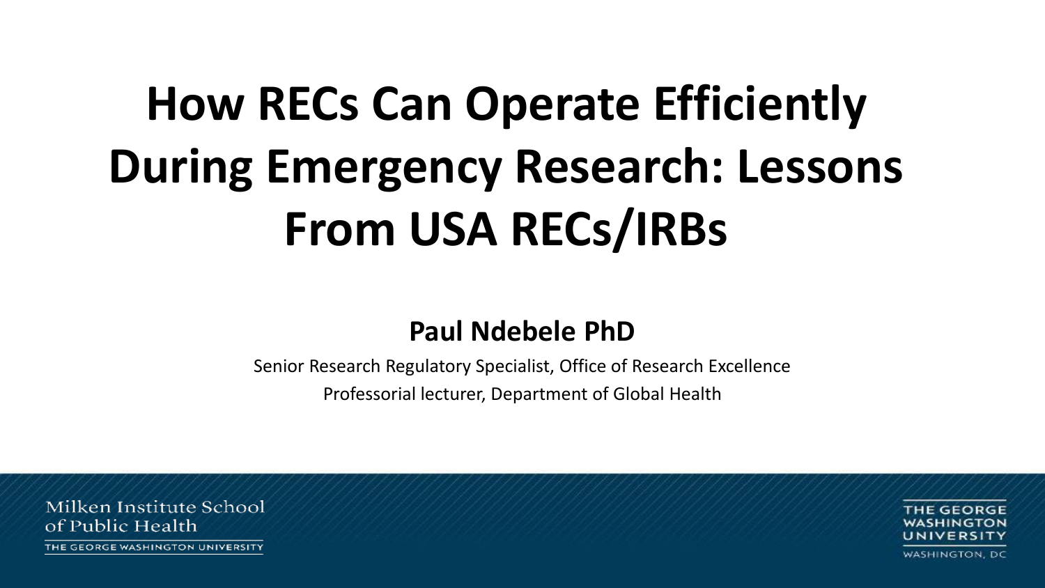# How RECs Can Operate Efficiently During Emergency Research: Lessons From USA RECs/IRBs

**Paul Ndebele PhD**

Senior Research Regulatory Specialist, Office of Research Excellence

Professorial lecturer, Department of Global Health

Milken Institute School of Public Health

THE GEORGE WASHINGTON UNIVERSITY

THE GEORGE WASHINGTON UNIVERSITY

WASHINGTON, DC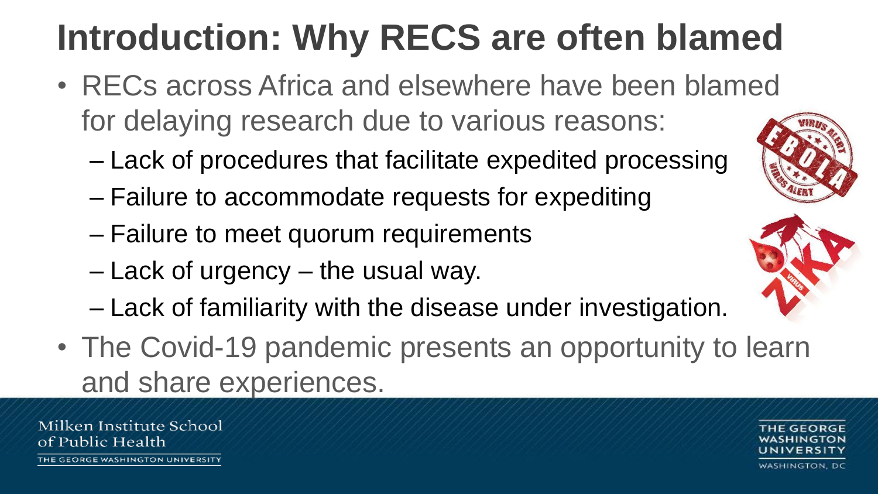# Introduction: Why RECS are often blamed

- RECs across Africa and elsewhere have been blamed for delaying research due to various reasons:
  - Lack of procedures that facilitate expedited processing
  - Failure to accommodate requests for expediting
  - Failure to meet quorum requirements
  - Lack of urgency – the usual way.
  - Lack of familiarity with the disease under investigation.
- The Covid-19 pandemic presents an opportunity to learn and share experiences.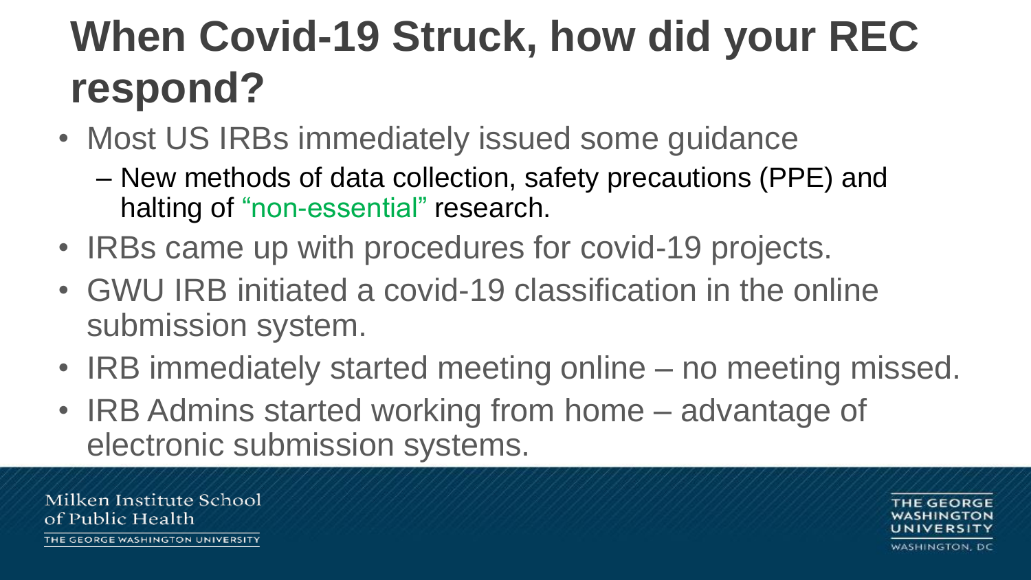# When Covid-19 Struck, how did your REC respond?

- Most US IRBs immediately issued some guidance
  - New methods of data collection, safety precautions (PPE) and halting of "non-essential" research.
- IRBs came up with procedures for covid-19 projects.
- GWU IRB initiated a covid-19 classification in the online submission system.
- IRB immediately started meeting online – no meeting missed.
- IRB Admins started working from home – advantage of electronic submission systems.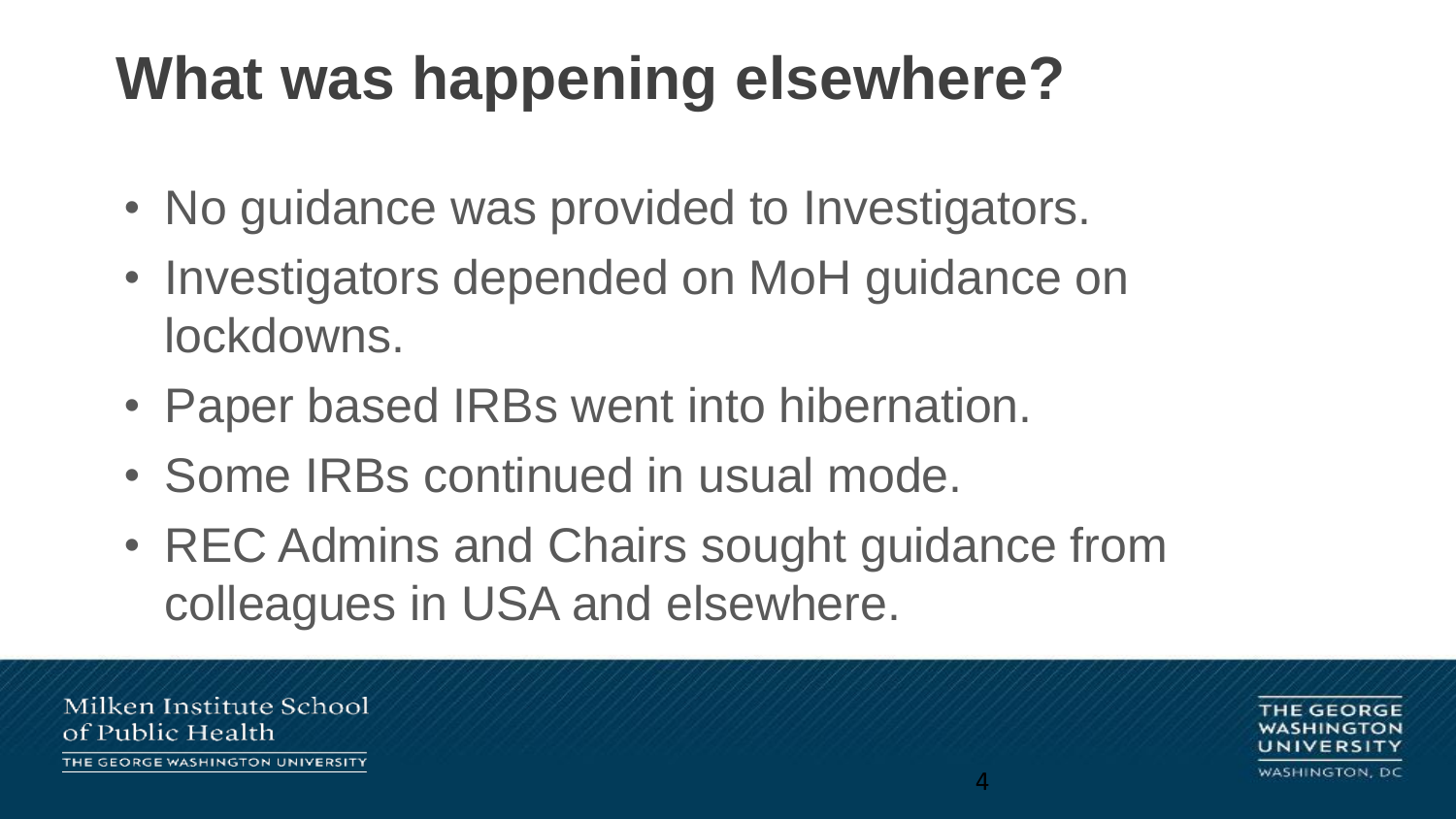# What was happening elsewhere?

- No guidance was provided to Investigators.
- Investigators depended on MoH guidance on lockdowns.
- Paper based IRBs went into hibernation.
- Some IRBs continued in usual mode.
- REC Admins and Chairs sought guidance from colleagues in USA and elsewhere.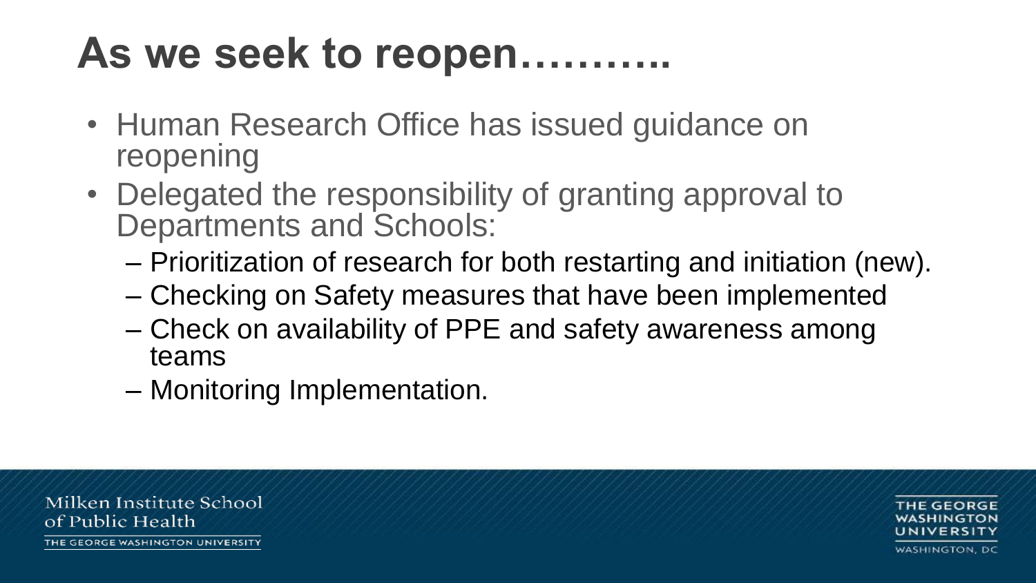# As we seek to reopen………..

- Human Research Office has issued guidance on reopening
- Delegated the responsibility of granting approval to Departments and Schools:
  - Prioritization of research for both restarting and initiation (new).
  - Checking on Safety measures that have been implemented
  - Check on availability of PPE and safety awareness among teams
  - Monitoring Implementation.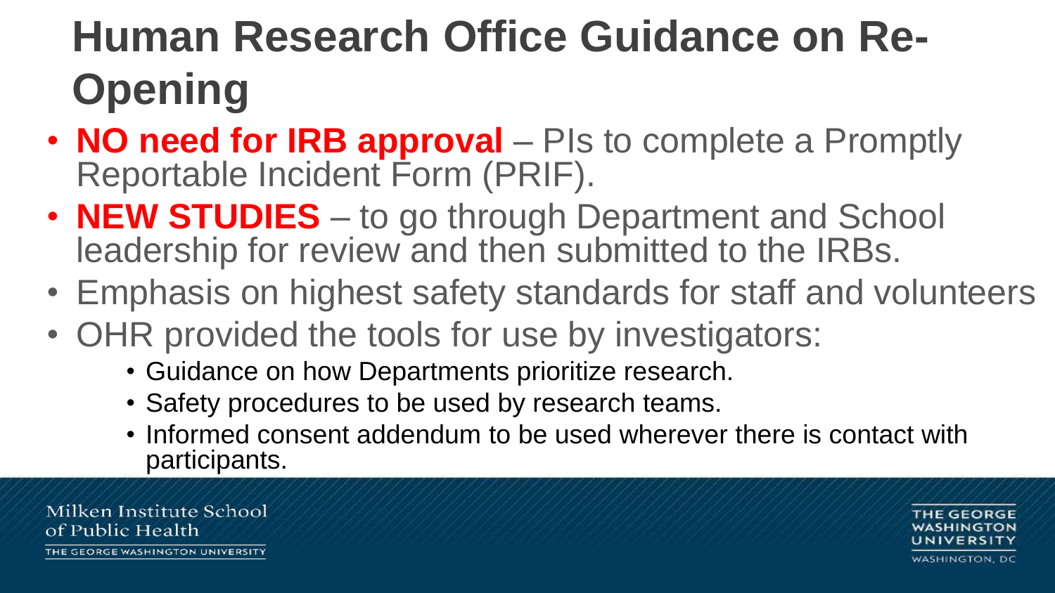# Human Research Office Guidance on Re-Opening

- **NO need for IRB approval** – PIs to complete a Promptly Reportable Incident Form (PRIF).
- **NEW STUDIES** – to go through Department and School leadership for review and then submitted to the IRBs.
- Emphasis on highest safety standards for staff and volunteers
- OHR provided the tools for use by investigators:
  - Guidance on how Departments prioritize research.
  - Safety procedures to be used by research teams.
  - Informed consent addendum to be used wherever there is contact with participants.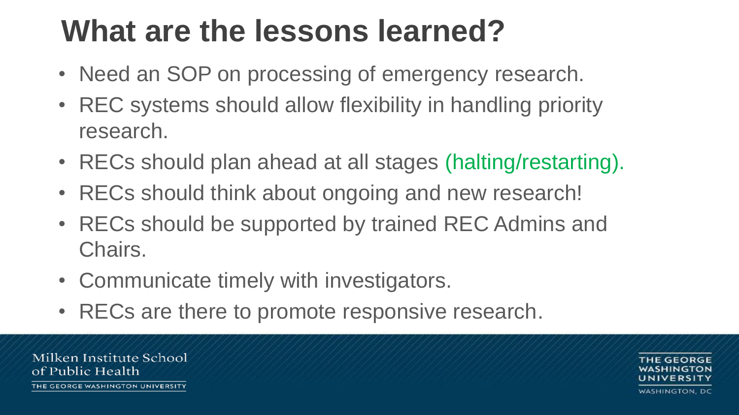# What are the lessons learned?

- Need an SOP on processing of emergency research.
- REC systems should allow flexibility in handling priority research.
- RECs should plan ahead at all stages (halting/restarting).
- RECs should think about ongoing and new research!
- RECs should be supported by trained REC Admins and Chairs.
- Communicate timely with investigators.
- RECs are there to promote responsive research.